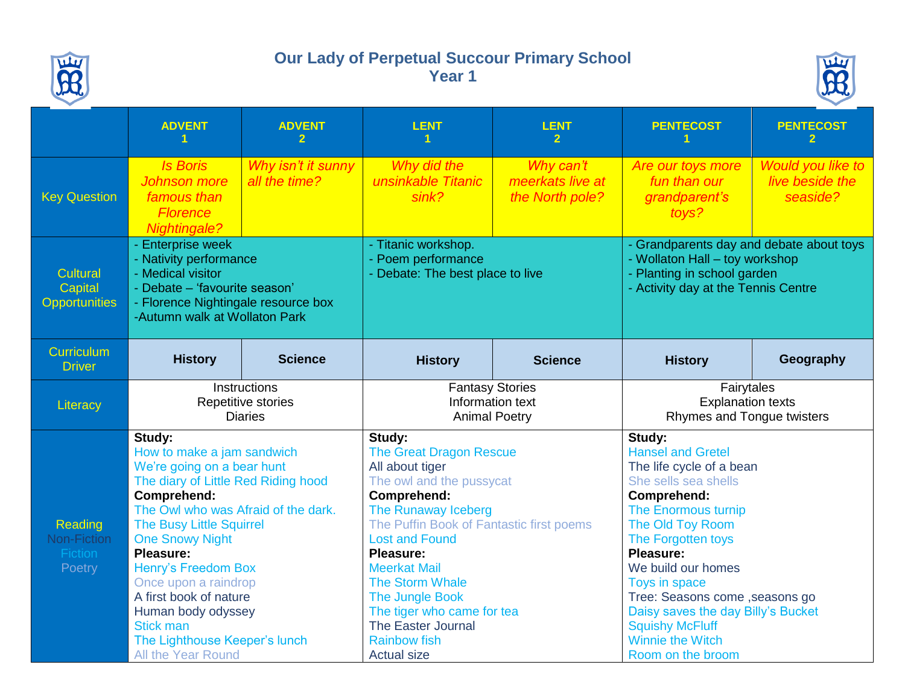# Our Lady of Perpetual Succour Primary School
## Year 1

| | ADVENT 1 | ADVENT 2 | LENT 1 | LENT 2 | PENTECOST 1 | PENTECOST 2 |
|---|---|---|---|---|---|---|
| Key Question | *Is Boris Johnson more famous than Florence Nightingale?* | *Why isn't it sunny all the time?* | *Why did the unsinkable Titanic sink?* | *Why can't meerkats live at the North pole?* | *Are our toys more fun than our grandparent's toys?* | *Would you like to live beside the seaside?* |
| Cultural Capital Opportunities | - Enterprise week<br>- Nativity performance<br>- Medical visitor<br>- Debate – 'favourite season'<br>- Florence Nightingale resource box<br>-Autumn walk at Wollaton Park | | - Titanic workshop.<br>- Poem performance<br>- Debate: The best place to live | | - Grandparents day and debate about toys<br>- Wollaton Hall – toy workshop<br>- Planting in school garden<br>- Activity day at the Tennis Centre | |
| Curriculum Driver | **History** | **Science** | **History** | **Science** | **History** | **Geography** |
| Literacy | Instructions<br>Repetitive stories<br>Diaries | | Fantasy Stories<br>Information text<br>Animal Poetry | | Fairytales<br>Explanation texts<br>Rhymes and Tongue twisters | |
| Reading<br>Non-Fiction<br>Fiction<br>Poetry | **Study:**<br>How to make a jam sandwich<br>We're going on a bear hunt<br>The diary of Little Red Riding hood<br>**Comprehend:**<br>The Owl who was Afraid of the dark.<br>The Busy Little Squirrel<br>One Snowy Night<br>**Pleasure:**<br>Henry's Freedom Box<br>Once upon a raindrop<br>A first book of nature<br>Human body odyssey<br>Stick man<br>The Lighthouse Keeper's lunch<br>All the Year Round | | **Study:**<br>The Great Dragon Rescue<br>All about tiger<br>The owl and the pussycat<br>**Comprehend:**<br>The Runaway Iceberg<br>The Puffin Book of Fantastic first poems<br>Lost and Found<br>**Pleasure:**<br>Meerkat Mail<br>The Storm Whale<br>The Jungle Book<br>The tiger who came for tea<br>The Easter Journal<br>Rainbow fish<br>Actual size | | **Study:**<br>Hansel and Gretel<br>The life cycle of a bean<br>She sells sea shells<br>**Comprehend:**<br>The Enormous turnip<br>The Old Toy Room<br>The Forgotten toys<br>**Pleasure:**<br>We build our homes<br>Toys in space<br>Tree: Seasons come ,seasons go<br>Daisy saves the day Billy's Bucket<br>Squishy McFluff<br>Winnie the Witch<br>Room on the broom | |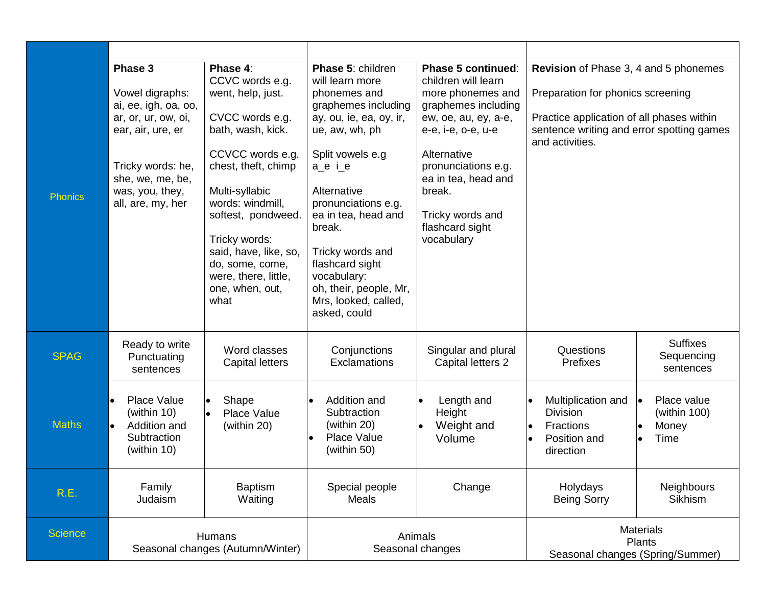| | | | | | | |
|---|---|---|---|---|---|---|
| **Phonics** | **Phase 3**<br><br>Vowel digraphs: ai, ee, igh, oa, oo, ar, or, ur, ow, oi, ear, air, ure, er<br><br>Tricky words: he, she, we, me, be, was, you, they, all, are, my, her | **Phase 4**:<br>CCVC words e.g. went, help, just.<br><br>CVCC words e.g. bath, wash, kick.<br><br>CCVCC words e.g. chest, theft, chimp<br><br>Multi-syllabic words: windmill, softest, pondweed.<br><br>Tricky words: said, have, like, so, do, some, come, were, there, little, one, when, out, what | **Phase 5**: children will learn more phonemes and graphemes including ay, ou, ie, ea, oy, ir, ue, aw, wh, ph<br><br>Split vowels e.g a_e i_e<br><br>Alternative pronunciations e.g. ea in tea, head and break.<br><br>Tricky words and flashcard sight vocabulary:<br>oh, their, people, Mr, Mrs, looked, called, asked, could | **Phase 5 continued**: children will learn more phonemes and graphemes including ew, oe, au, ey, a-e, e-e, i-e, o-e, u-e<br><br>Alternative pronunciations e.g. ea in tea, head and break.<br><br>Tricky words and flashcard sight vocabulary | **Revision** of Phase 3, 4 and 5 phonemes<br><br>Preparation for phonics screening<br><br>Practice application of all phases within sentence writing and error spotting games and activities. | |
| **SPAG** | Ready to write<br>Punctuating sentences | Word classes<br>Capital letters | Conjunctions<br>Exclamations | Singular and plural<br>Capital letters 2 | Questions<br>Prefixes | Suffixes<br>Sequencing sentences |
| **Maths** | • Place Value (within 10)<br>• Addition and Subtraction (within 10) | • Shape<br>• Place Value (within 20) | • Addition and Subtraction (within 20)<br>• Place Value (within 50) | • Length and Height<br>• Weight and Volume | • Multiplication and Division<br>• Fractions<br>• Position and direction | • Place value (within 100)<br>• Money<br>• Time |
| **R.E.** | Family<br>Judaism | Baptism<br>Waiting | Special people<br>Meals | Change | Holydays<br>Being Sorry | Neighbours<br>Sikhism |
| **Science** | Humans<br>Seasonal changes (Autumn/Winter) | | Animals<br>Seasonal changes | | Materials<br>Plants<br>Seasonal changes (Spring/Summer) | |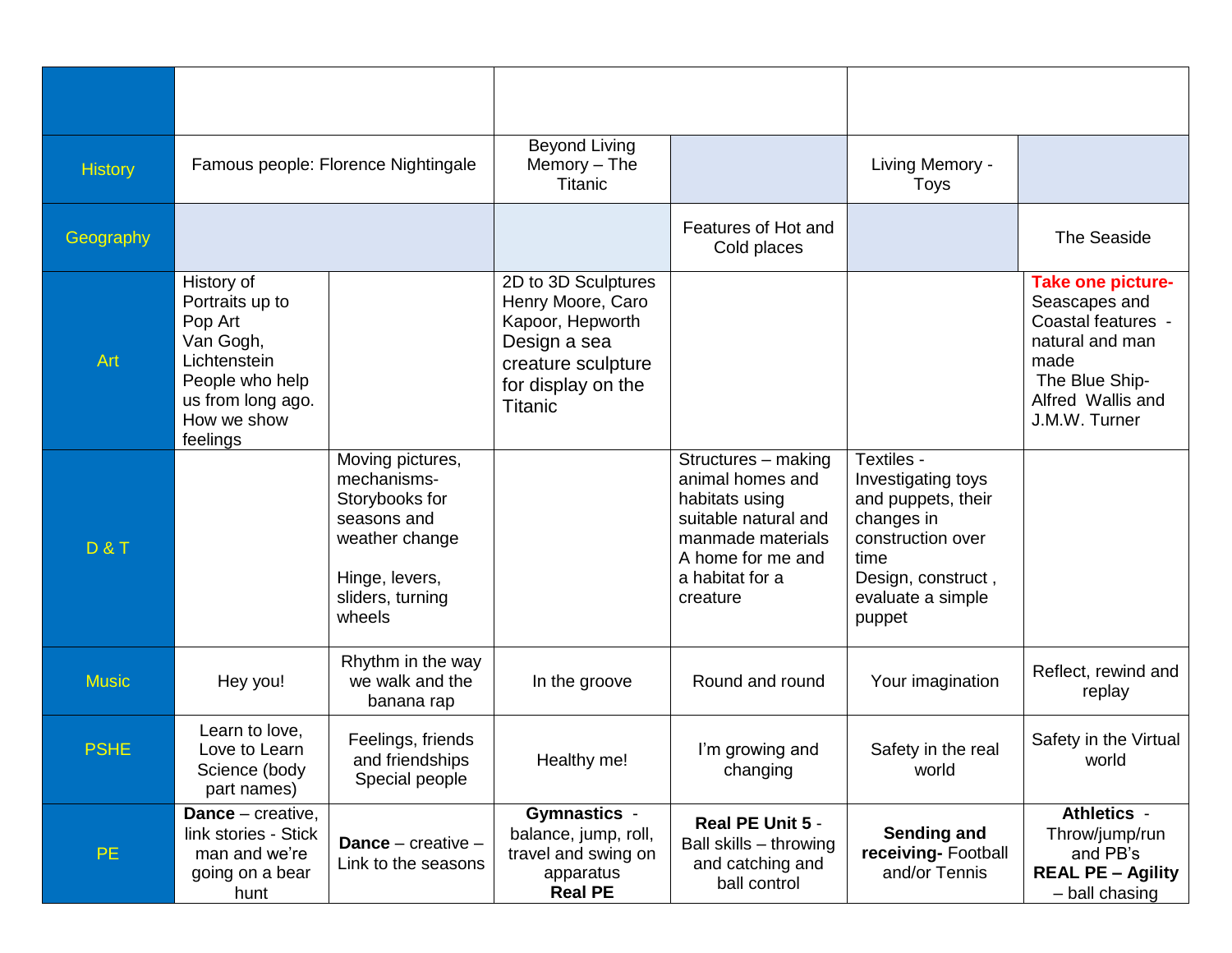| | | | | | | |
|---|---|---|---|---|---|---|
| History | Famous people: Florence Nightingale | | Beyond Living Memory – The Titanic | | Living Memory - Toys | |
| Geography | | | | Features of Hot and Cold places | | The Seaside |
| Art | History of Portraits up to Pop Art Van Gogh, Lichtenstein People who help us from long ago. How we show feelings | | 2D to 3D Sculptures Henry Moore, Caro Kapoor, Hepworth Design a sea creature sculpture for display on the Titanic | | | **Take one picture-** Seascapes and Coastal features - natural and man made The Blue Ship- Alfred Wallis and J.M.W. Turner |
| D & T | | Moving pictures, mechanisms- Storybooks for seasons and weather change<br><br>Hinge, levers, sliders, turning wheels | | Structures – making animal homes and habitats using suitable natural and manmade materials A home for me and a habitat for a creature | Textiles - Investigating toys and puppets, their changes in construction over time Design, construct , evaluate a simple puppet | |
| Music | Hey you! | Rhythm in the way we walk and the banana rap | In the groove | Round and round | Your imagination | Reflect, rewind and replay |
| PSHE | Learn to love, Love to Learn Science (body part names) | Feelings, friends and friendships Special people | Healthy me! | I'm growing and changing | Safety in the real world | Safety in the Virtual world |
| PE | **Dance** – creative, link stories - Stick man and we're going on a bear hunt | **Dance** – creative – Link to the seasons | **Gymnastics** - balance, jump, roll, travel and swing on apparatus **Real PE** | **Real PE Unit 5** - Ball skills – throwing and catching and ball control | **Sending and receiving-** Football and/or Tennis | **Athletics** - Throw/jump/run and PB's **REAL PE – Agility** – ball chasing |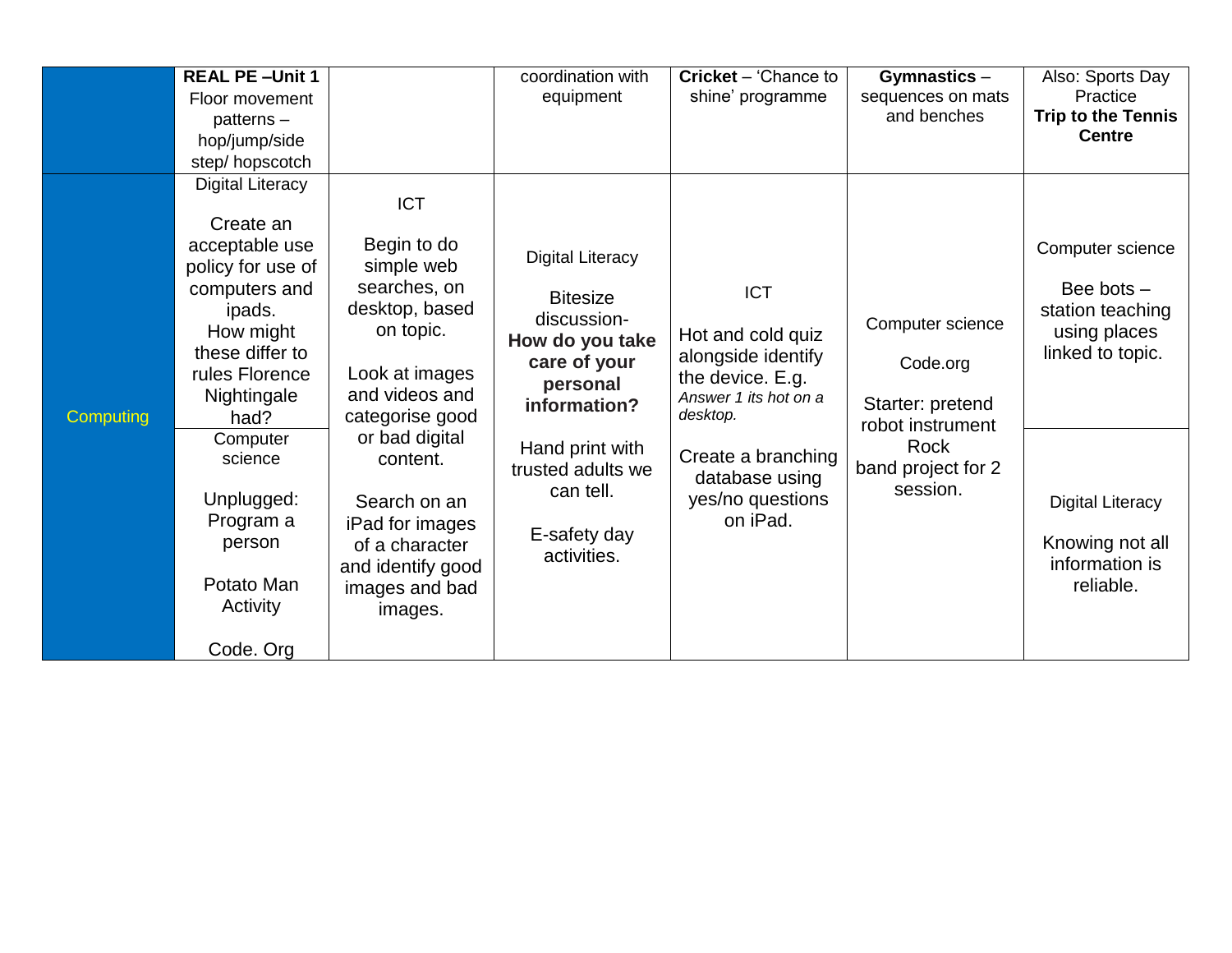| | | | | | | |
|---|---|---|---|---|---|---|
| | **REAL PE –Unit 1** Floor movement patterns – hop/jump/side step/ hopscotch | | coordination with equipment | **Cricket** – 'Chance to shine' programme | **Gymnastics** – sequences on mats and benches | Also: Sports Day Practice **Trip to the Tennis Centre** |
| Computing | Digital Literacy<br><br>Create an acceptable use policy for use of computers and ipads. How might these differ to rules Florence Nightingale had? | ICT<br><br>Begin to do simple web searches, on desktop, based on topic.<br><br>Look at images and videos and categorise good or bad digital content.<br><br>Search on an iPad for images of a character and identify good images and bad images. | Digital Literacy<br><br>Bitesize discussion- **How do you take care of your personal information?**<br><br>Hand print with trusted adults we can tell.<br><br>E-safety day activities. | ICT<br><br>Hot and cold quiz alongside identify the device. E.g. *Answer 1 its hot on a desktop.*<br><br>Create a branching database using yes/no questions on iPad. | Computer science<br><br>Code.org<br><br>Starter: pretend robot instrument Rock band project for 2 session. | Computer science<br><br>Bee bots – station teaching using places linked to topic. |
| | Computer science<br><br>Unplugged: Program a person<br><br>Potato Man Activity<br><br>Code. Org | | | | | Digital Literacy<br><br>Knowing not all information is reliable. |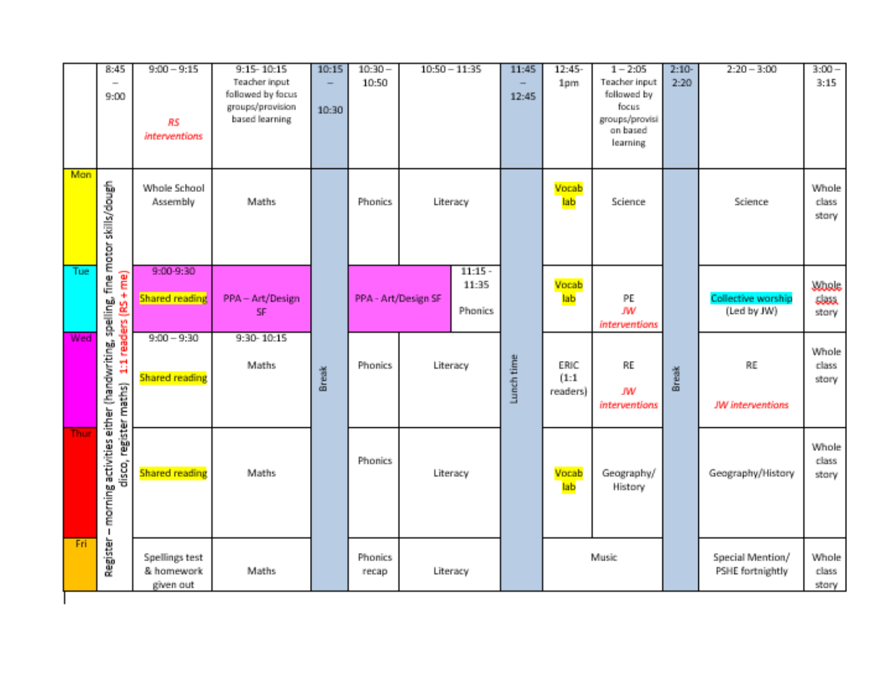| | 8:45 – 9:00 | 9:00 – 9:15 *RS interventions* | 9:15- 10:15 Teacher input followed by focus groups/provision based learning | 10:15 – 10:30 | 10:30 – 10:50 | 10:50 – 11:35 | 11:45 – 12:45 | 12:45- 1pm | 1 – 2:05 Teacher input followed by focus groups/provision based learning | 2:10- 2:20 | 2:20 – 3:00 | 3:00 – 3:15 |
|---|---|---|---|---|---|---|---|---|---|---|---|---|
| Mon | Register – morning activities either (handwriting, spelling, fine motor skills/dough disco, register maths) *1:1 readers (RS + me)* | Whole School Assembly | Maths | Break | Phonics | Literacy | Lunch time | Vocab lab | Science | Break | Science | Whole class story |
| Tue | | 9:00-9:30 Shared reading | PPA – Art/Design SF | | PPA - Art/Design SF | 11:15 - 11:35 Phonics | | Vocab lab | PE *JW interventions* | | Collective worship (Led by JW) | Whole class story |
| Wed | | 9:00 – 9:30 Shared reading | 9:30- 10:15 Maths | | Phonics | Literacy | | ERIC (1:1 readers) | RE *JW interventions* | | RE *JW interventions* | Whole class story |
| Thur | | Shared reading | Maths | | Phonics | Literacy | | Vocab lab | Geography/ History | | Geography/History | Whole class story |
| Fri | | Spellings test & homework given out | Maths | | Phonics recap | Literacy | | Music | | | Special Mention/ PSHE fortnightly | Whole class story |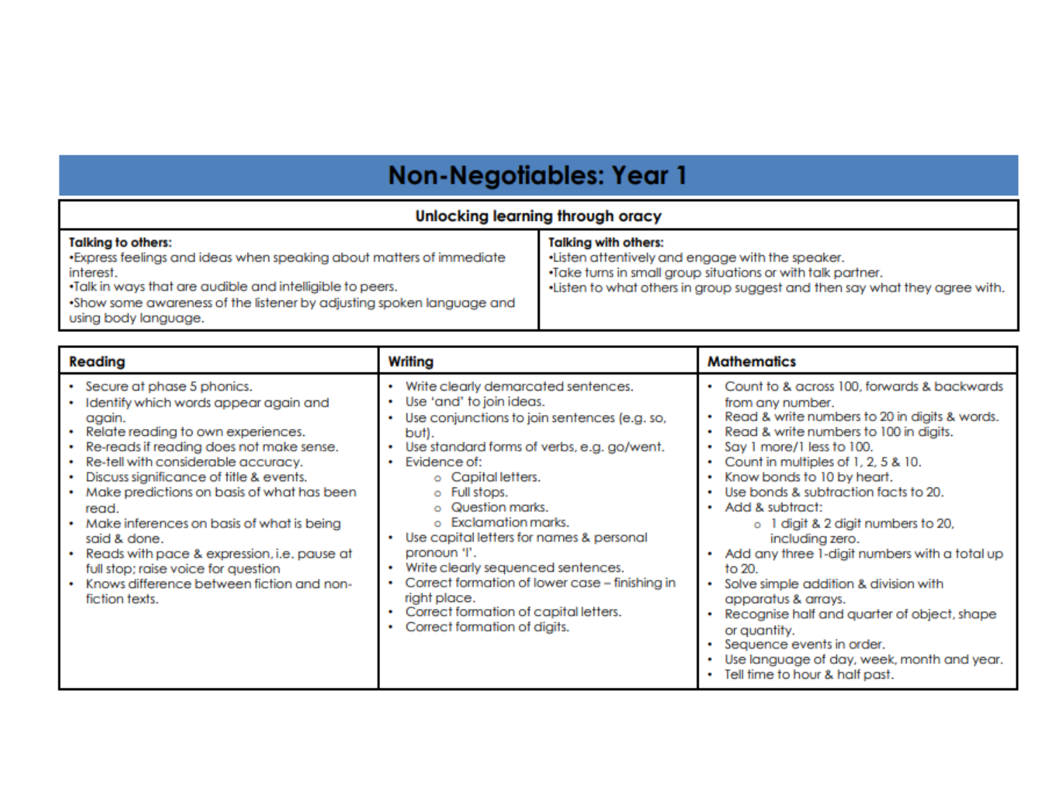# Non-Negotiables: Year 1

## Unlocking learning through oracy

| Talking to others: | Talking with others: |
|---|---|
| •Express feelings and ideas when speaking about matters of immediate interest.<br>•Talk in ways that are audible and intelligible to peers.<br>•Show some awareness of the listener by adjusting spoken language and using body language. | •Listen attentively and engage with the speaker.<br>•Take turns in small group situations or with talk partner.<br>•Listen to what others in group suggest and then say what they agree with. |

| Reading | Writing | Mathematics |
|---|---|---|
| • Secure at phase 5 phonics.<br>• Identify which words appear again and again.<br>• Relate reading to own experiences.<br>• Re-reads if reading does not make sense.<br>• Re-tell with considerable accuracy.<br>• Discuss significance of title & events.<br>• Make predictions on basis of what has been read.<br>• Make inferences on basis of what is being said & done.<br>• Reads with pace & expression, i.e. pause at full stop; raise voice for question<br>• Knows difference between fiction and non-fiction texts. | • Write clearly demarcated sentences.<br>• Use 'and' to join ideas.<br>• Use conjunctions to join sentences (e.g. so, but).<br>• Use standard forms of verbs, e.g. go/went.<br>• Evidence of:<br>&nbsp;&nbsp;&nbsp;&nbsp;o Capital letters.<br>&nbsp;&nbsp;&nbsp;&nbsp;o Full stops.<br>&nbsp;&nbsp;&nbsp;&nbsp;o Question marks.<br>&nbsp;&nbsp;&nbsp;&nbsp;o Exclamation marks.<br>• Use capital letters for names & personal pronoun 'I'.<br>• Write clearly sequenced sentences.<br>• Correct formation of lower case – finishing in right place.<br>• Correct formation of capital letters.<br>• Correct formation of digits. | • Count to & across 100, forwards & backwards from any number.<br>• Read & write numbers to 20 in digits & words.<br>• Read & write numbers to 100 in digits.<br>• Say 1 more/1 less to 100.<br>• Count in multiples of 1, 2, 5 & 10.<br>• Know bonds to 10 by heart.<br>• Use bonds & subtraction facts to 20.<br>• Add & subtract:<br>&nbsp;&nbsp;&nbsp;&nbsp;o 1 digit & 2 digit numbers to 20, including zero.<br>• Add any three 1-digit numbers with a total up to 20.<br>• Solve simple addition & division with apparatus & arrays.<br>• Recognise half and quarter of object, shape or quantity.<br>• Sequence events in order.<br>• Use language of day, week, month and year.<br>• Tell time to hour & half past. |